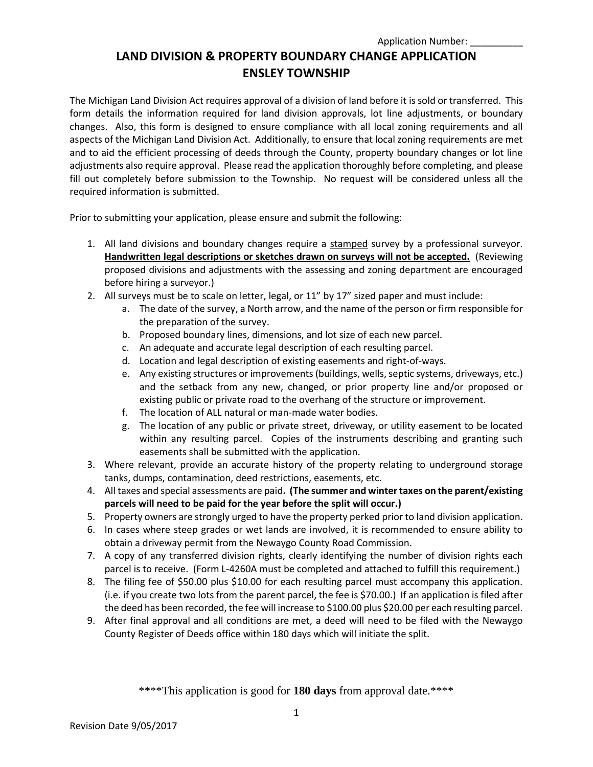Application Number: __________

# LAND DIVISION & PROPERTY BOUNDARY CHANGE APPLICATION
# ENSLEY TOWNSHIP

The Michigan Land Division Act requires approval of a division of land before it is sold or transferred. This form details the information required for land division approvals, lot line adjustments, or boundary changes. Also, this form is designed to ensure compliance with all local zoning requirements and all aspects of the Michigan Land Division Act. Additionally, to ensure that local zoning requirements are met and to aid the efficient processing of deeds through the County, property boundary changes or lot line adjustments also require approval. Please read the application thoroughly before completing, and please fill out completely before submission to the Township. No request will be considered unless all the required information is submitted.

Prior to submitting your application, please ensure and submit the following:

1. All land divisions and boundary changes require a <u>stamped</u> survey by a professional surveyor. **<u>Handwritten legal descriptions or sketches drawn on surveys will not be accepted.</u>** (Reviewing proposed divisions and adjustments with the assessing and zoning department are encouraged before hiring a surveyor.)
2. All surveys must be to scale on letter, legal, or 11" by 17" sized paper and must include:
   a. The date of the survey, a North arrow, and the name of the person or firm responsible for the preparation of the survey.
   b. Proposed boundary lines, dimensions, and lot size of each new parcel.
   c. An adequate and accurate legal description of each resulting parcel.
   d. Location and legal description of existing easements and right-of-ways.
   e. Any existing structures or improvements (buildings, wells, septic systems, driveways, etc.) and the setback from any new, changed, or prior property line and/or proposed or existing public or private road to the overhang of the structure or improvement.
   f. The location of ALL natural or man-made water bodies.
   g. The location of any public or private street, driveway, or utility easement to be located within any resulting parcel. Copies of the instruments describing and granting such easements shall be submitted with the application.
3. Where relevant, provide an accurate history of the property relating to underground storage tanks, dumps, contamination, deed restrictions, easements, etc.
4. All taxes and special assessments are paid**. (The summer and winter taxes on the parent/existing parcels will need to be paid for the year before the split will occur.)**
5. Property owners are strongly urged to have the property perked prior to land division application.
6. In cases where steep grades or wet lands are involved, it is recommended to ensure ability to obtain a driveway permit from the Newaygo County Road Commission.
7. A copy of any transferred division rights, clearly identifying the number of division rights each parcel is to receive. (Form L-4260A must be completed and attached to fulfill this requirement.)
8. The filing fee of $50.00 plus $10.00 for each resulting parcel must accompany this application. (i.e. if you create two lots from the parent parcel, the fee is $70.00.) If an application is filed after the deed has been recorded, the fee will increase to $100.00 plus $20.00 per each resulting parcel.
9. After final approval and all conditions are met, a deed will need to be filed with the Newaygo County Register of Deeds office within 180 days which will initiate the split.

****This application is good for **180 days** from approval date.****

Revision Date 9/05/2017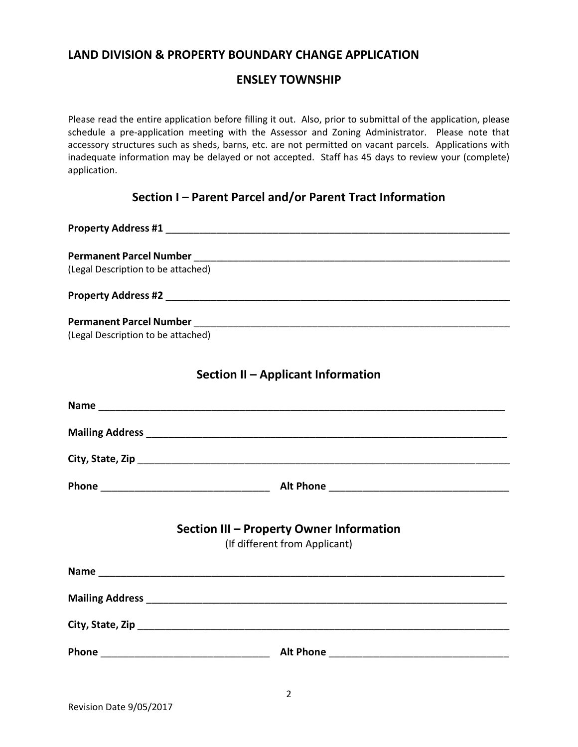## LAND DIVISION & PROPERTY BOUNDARY CHANGE APPLICATION

## ENSLEY TOWNSHIP

Please read the entire application before filling it out. Also, prior to submittal of the application, please schedule a pre-application meeting with the Assessor and Zoning Administrator. Please note that accessory structures such as sheds, barns, etc. are not permitted on vacant parcels. Applications with inadequate information may be delayed or not accepted. Staff has 45 days to review your (complete) application.

### Section I – Parent Parcel and/or Parent Tract Information

**Property Address #1** ___________________________________________________________________

**Permanent Parcel Number** ______________________________________________________________
(Legal Description to be attached)

**Property Address #2** ___________________________________________________________________

**Permanent Parcel Number** ______________________________________________________________
(Legal Description to be attached)

### Section II – Applicant Information

**Name** ________________________________________________________________________________

**Mailing Address** ______________________________________________________________________

**City, State, Zip** ________________________________________________________________________

**Phone** _______________________________ **Alt Phone** ________________________________

### Section III – Property Owner Information

(If different from Applicant)

**Name** ________________________________________________________________________________

**Mailing Address** ______________________________________________________________________

**City, State, Zip** ________________________________________________________________________

**Phone** _______________________________ **Alt Phone** ________________________________

Revision Date 9/05/2017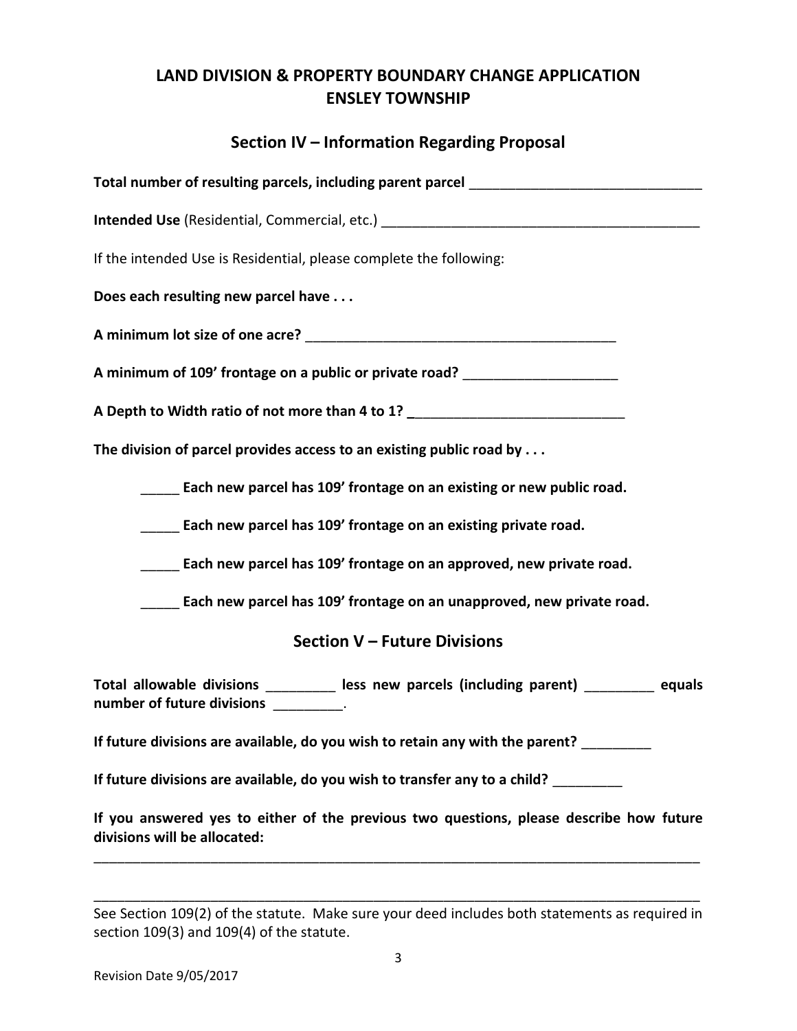# LAND DIVISION & PROPERTY BOUNDARY CHANGE APPLICATION
# ENSLEY TOWNSHIP

## Section IV – Information Regarding Proposal

**Total number of resulting parcels, including parent parcel** ______________________________

**Intended Use** (Residential, Commercial, etc.) __________________________________________

If the intended Use is Residential, please complete the following:

**Does each resulting new parcel have . . .**

**A minimum lot size of one acre?** _________________________________________

**A minimum of 109' frontage on a public or private road?** ____________________

**A Depth to Width ratio of not more than 4 to 1?** ____________________________

**The division of parcel provides access to an existing public road by . . .**

_____ **Each new parcel has 109' frontage on an existing or new public road.**

_____ **Each new parcel has 109' frontage on an existing private road.**

_____ **Each new parcel has 109' frontage on an approved, new private road.**

_____ **Each new parcel has 109' frontage on an unapproved, new private road.**

## Section V – Future Divisions

**Total allowable divisions** _________ **less new parcels (including parent)** _________ **equals number of future divisions** _________.

**If future divisions are available, do you wish to retain any with the parent?** _________

**If future divisions are available, do you wish to transfer any to a child?** _________

**If you answered yes to either of the previous two questions, please describe how future divisions will be allocated:**

_____________________________________________________________________________

_____________________________________________________________________________

See Section 109(2) of the statute. Make sure your deed includes both statements as required in section 109(3) and 109(4) of the statute.

Revision Date 9/05/2017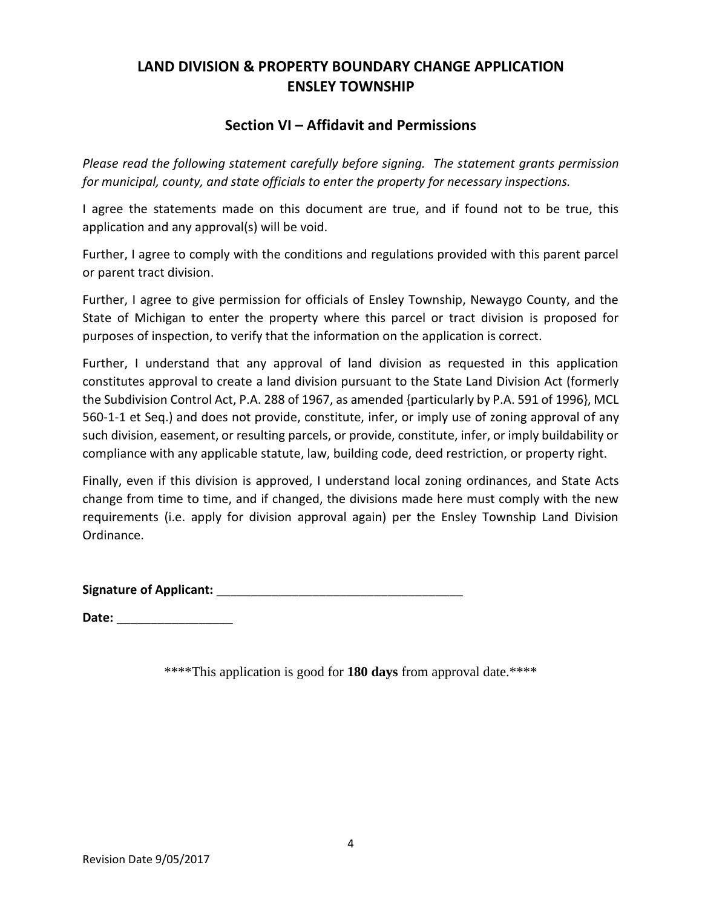# LAND DIVISION & PROPERTY BOUNDARY CHANGE APPLICATION ENSLEY TOWNSHIP

## Section VI – Affidavit and Permissions

*Please read the following statement carefully before signing. The statement grants permission for municipal, county, and state officials to enter the property for necessary inspections.*

I agree the statements made on this document are true, and if found not to be true, this application and any approval(s) will be void.

Further, I agree to comply with the conditions and regulations provided with this parent parcel or parent tract division.

Further, I agree to give permission for officials of Ensley Township, Newaygo County, and the State of Michigan to enter the property where this parcel or tract division is proposed for purposes of inspection, to verify that the information on the application is correct.

Further, I understand that any approval of land division as requested in this application constitutes approval to create a land division pursuant to the State Land Division Act (formerly the Subdivision Control Act, P.A. 288 of 1967, as amended {particularly by P.A. 591 of 1996}, MCL 560-1-1 et Seq.) and does not provide, constitute, infer, or imply use of zoning approval of any such division, easement, or resulting parcels, or provide, constitute, infer, or imply buildability or compliance with any applicable statute, law, building code, deed restriction, or property right.

Finally, even if this division is approved, I understand local zoning ordinances, and State Acts change from time to time, and if changed, the divisions made here must comply with the new requirements (i.e. apply for division approval again) per the Ensley Township Land Division Ordinance.

**Signature of Applicant:** ____________________________________

**Date:** _________________

****This application is good for **180 days** from approval date.****

Revision Date 9/05/2017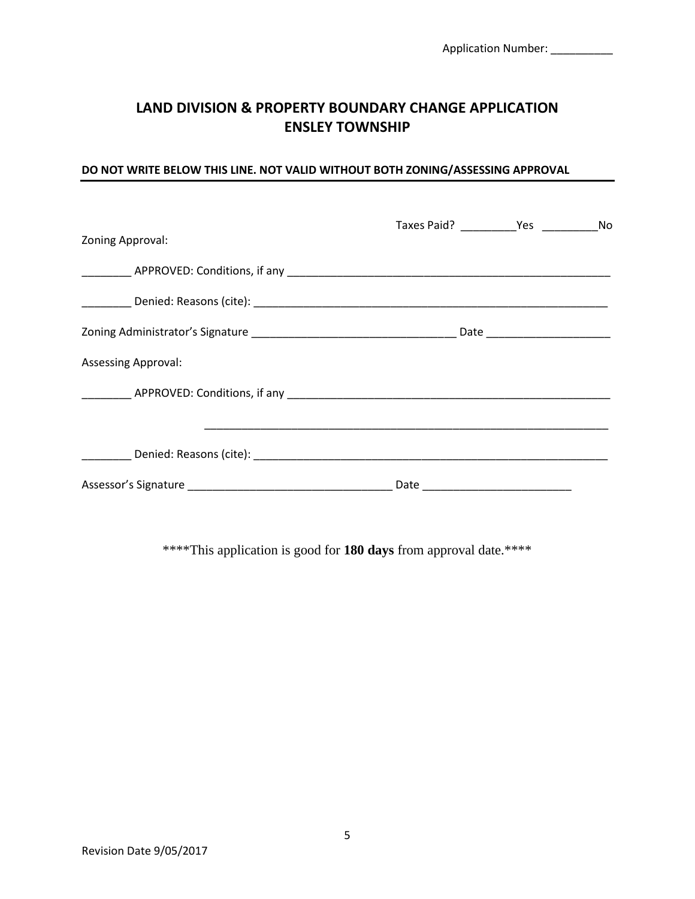Application Number: __________

# LAND DIVISION & PROPERTY BOUNDARY CHANGE APPLICATION
# ENSLEY TOWNSHIP

**DO NOT WRITE BELOW THIS LINE. NOT VALID WITHOUT BOTH ZONING/ASSESSING APPROVAL**

---

Taxes Paid? _________Yes _________No

Zoning Approval:

________ APPROVED: Conditions, if any _______________________________________________________

________ Denied: Reasons (cite): ____________________________________________________________

Zoning Administrator's Signature _________________________________ Date ____________________

Assessing Approval:

________ APPROVED: Conditions, if any _______________________________________________________

_________________________________________________________________

________ Denied: Reasons (cite): ____________________________________________________________

Assessor's Signature _________________________________ Date ________________________

****This application is good for **180 days** from approval date.****

Revision Date 9/05/2017